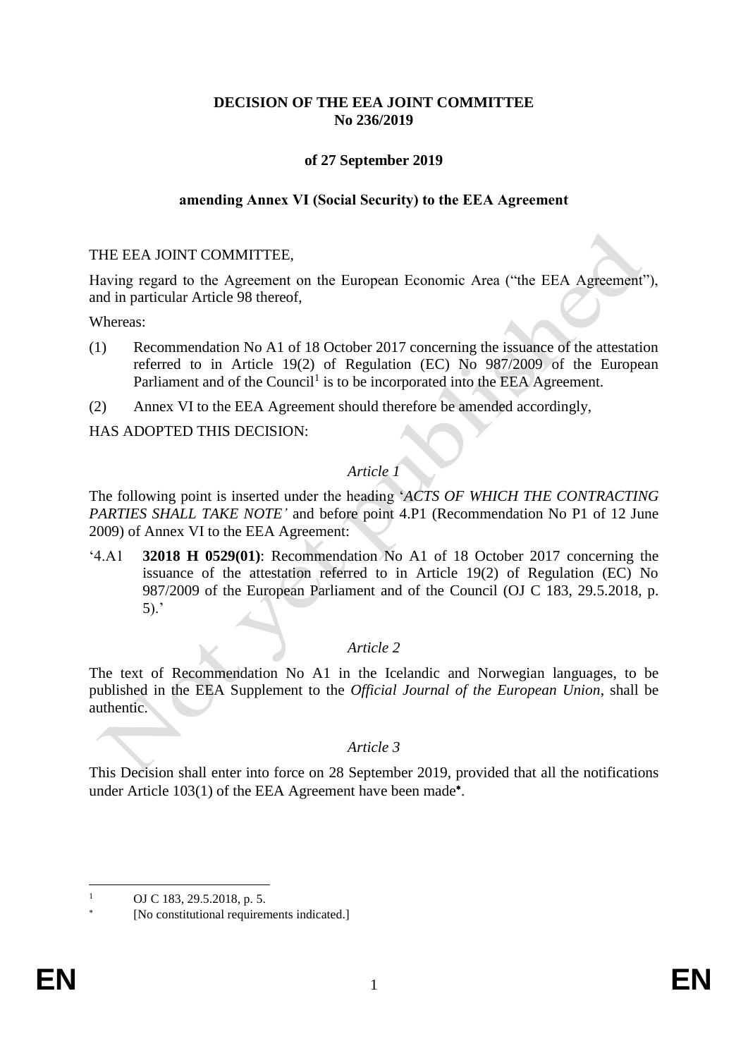**DECISION OF THE EEA JOINT COMMITTEE**
**No 236/2019**

**of 27 September 2019**

**amending Annex VI (Social Security) to the EEA Agreement**

THE EEA JOINT COMMITTEE,

Having regard to the Agreement on the European Economic Area ("the EEA Agreement"), and in particular Article 98 thereof,

Whereas:

(1) Recommendation No A1 of 18 October 2017 concerning the issuance of the attestation referred to in Article 19(2) of Regulation (EC) No 987/2009 of the European Parliament and of the Council[1] is to be incorporated into the EEA Agreement.

(2) Annex VI to the EEA Agreement should therefore be amended accordingly,

HAS ADOPTED THIS DECISION:

*Article 1*

The following point is inserted under the heading '*ACTS OF WHICH THE CONTRACTING PARTIES SHALL TAKE NOTE*' and before point 4.P1 (Recommendation No P1 of 12 June 2009) of Annex VI to the EEA Agreement:

'4.A1 **32018 H 0529(01)**: Recommendation No A1 of 18 October 2017 concerning the issuance of the attestation referred to in Article 19(2) of Regulation (EC) No 987/2009 of the European Parliament and of the Council (OJ C 183, 29.5.2018, p. 5).'

*Article 2*

The text of Recommendation No A1 in the Icelandic and Norwegian languages, to be published in the EEA Supplement to the *Official Journal of the European Union*, shall be authentic.

*Article 3*

This Decision shall enter into force on 28 September 2019, provided that all the notifications under Article 103(1) of the EEA Agreement have been made[*].

[1] OJ C 183, 29.5.2018, p. 5.

[*] [No constitutional requirements indicated.]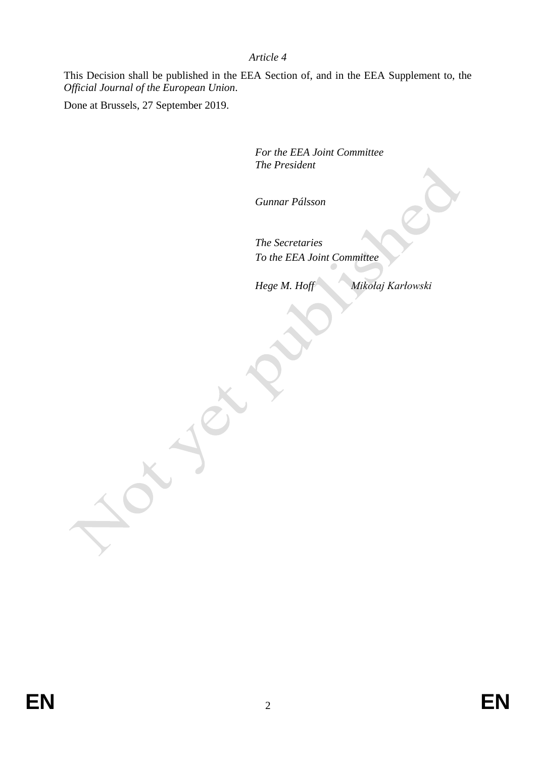*Article 4*

This Decision shall be published in the EEA Section of, and in the EEA Supplement to, the *Official Journal of the European Union*.

Done at Brussels, 27 September 2019.

*For the EEA Joint Committee*
*The President*

*Gunnar Pálsson*

*The Secretaries*
*To the EEA Joint Committee*

*Hege M. Hoff* *Mikołaj Karłowski*